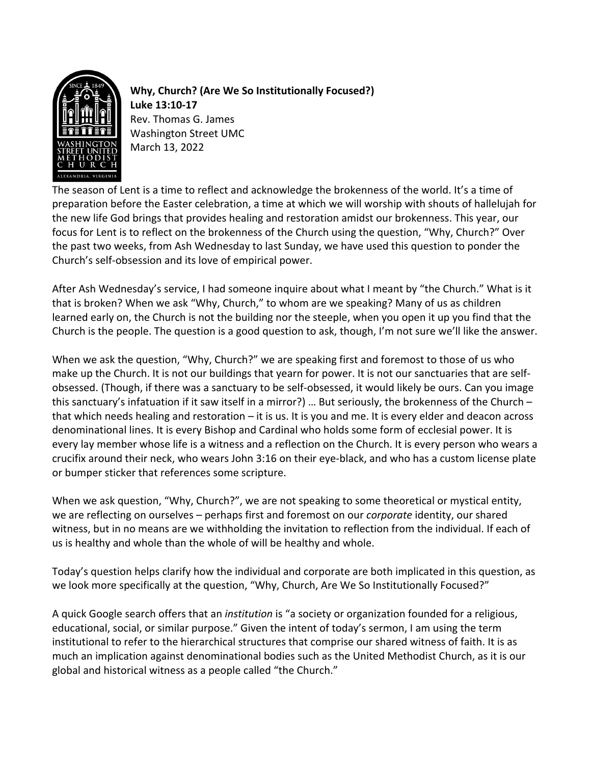**Why, Church? (Are We So Institutionally Focused?)**
**Luke 13:10-17**
Rev. Thomas G. James
Washington Street UMC
March 13, 2022

The season of Lent is a time to reflect and acknowledge the brokenness of the world. It's a time of preparation before the Easter celebration, a time at which we will worship with shouts of hallelujah for the new life God brings that provides healing and restoration amidst our brokenness. This year, our focus for Lent is to reflect on the brokenness of the Church using the question, "Why, Church?" Over the past two weeks, from Ash Wednesday to last Sunday, we have used this question to ponder the Church's self-obsession and its love of empirical power.

After Ash Wednesday's service, I had someone inquire about what I meant by "the Church." What is it that is broken? When we ask "Why, Church," to whom are we speaking? Many of us as children learned early on, the Church is not the building nor the steeple, when you open it up you find that the Church is the people. The question is a good question to ask, though, I'm not sure we'll like the answer.

When we ask the question, "Why, Church?" we are speaking first and foremost to those of us who make up the Church. It is not our buildings that yearn for power. It is not our sanctuaries that are self-obsessed. (Though, if there was a sanctuary to be self-obsessed, it would likely be ours. Can you image this sanctuary's infatuation if it saw itself in a mirror?) … But seriously, the brokenness of the Church – that which needs healing and restoration – it is us. It is you and me. It is every elder and deacon across denominational lines. It is every Bishop and Cardinal who holds some form of ecclesial power. It is every lay member whose life is a witness and a reflection on the Church. It is every person who wears a crucifix around their neck, who wears John 3:16 on their eye-black, and who has a custom license plate or bumper sticker that references some scripture.

When we ask question, "Why, Church?", we are not speaking to some theoretical or mystical entity, we are reflecting on ourselves – perhaps first and foremost on our *corporate* identity, our shared witness, but in no means are we withholding the invitation to reflection from the individual. If each of us is healthy and whole than the whole of will be healthy and whole.

Today's question helps clarify how the individual and corporate are both implicated in this question, as we look more specifically at the question, "Why, Church, Are We So Institutionally Focused?"

A quick Google search offers that an *institution* is "a society or organization founded for a religious, educational, social, or similar purpose." Given the intent of today's sermon, I am using the term institutional to refer to the hierarchical structures that comprise our shared witness of faith. It is as much an implication against denominational bodies such as the United Methodist Church, as it is our global and historical witness as a people called "the Church."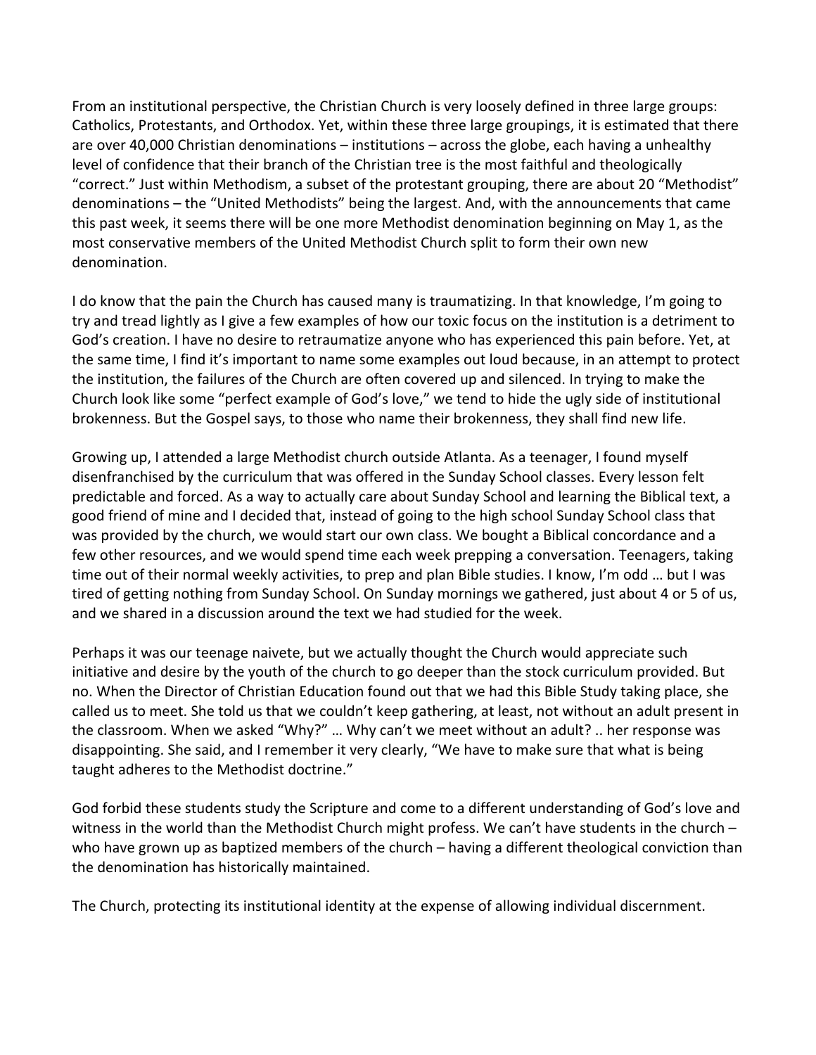From an institutional perspective, the Christian Church is very loosely defined in three large groups: Catholics, Protestants, and Orthodox. Yet, within these three large groupings, it is estimated that there are over 40,000 Christian denominations – institutions – across the globe, each having a unhealthy level of confidence that their branch of the Christian tree is the most faithful and theologically "correct." Just within Methodism, a subset of the protestant grouping, there are about 20 "Methodist" denominations – the "United Methodists" being the largest. And, with the announcements that came this past week, it seems there will be one more Methodist denomination beginning on May 1, as the most conservative members of the United Methodist Church split to form their own new denomination.

I do know that the pain the Church has caused many is traumatizing. In that knowledge, I'm going to try and tread lightly as I give a few examples of how our toxic focus on the institution is a detriment to God's creation. I have no desire to retraumatize anyone who has experienced this pain before. Yet, at the same time, I find it's important to name some examples out loud because, in an attempt to protect the institution, the failures of the Church are often covered up and silenced. In trying to make the Church look like some "perfect example of God's love," we tend to hide the ugly side of institutional brokenness. But the Gospel says, to those who name their brokenness, they shall find new life.

Growing up, I attended a large Methodist church outside Atlanta. As a teenager, I found myself disenfranchised by the curriculum that was offered in the Sunday School classes. Every lesson felt predictable and forced. As a way to actually care about Sunday School and learning the Biblical text, a good friend of mine and I decided that, instead of going to the high school Sunday School class that was provided by the church, we would start our own class. We bought a Biblical concordance and a few other resources, and we would spend time each week prepping a conversation. Teenagers, taking time out of their normal weekly activities, to prep and plan Bible studies. I know, I'm odd … but I was tired of getting nothing from Sunday School. On Sunday mornings we gathered, just about 4 or 5 of us, and we shared in a discussion around the text we had studied for the week.

Perhaps it was our teenage naivete, but we actually thought the Church would appreciate such initiative and desire by the youth of the church to go deeper than the stock curriculum provided. But no. When the Director of Christian Education found out that we had this Bible Study taking place, she called us to meet. She told us that we couldn't keep gathering, at least, not without an adult present in the classroom. When we asked "Why?" … Why can't we meet without an adult? .. her response was disappointing. She said, and I remember it very clearly, "We have to make sure that what is being taught adheres to the Methodist doctrine."

God forbid these students study the Scripture and come to a different understanding of God's love and witness in the world than the Methodist Church might profess. We can't have students in the church – who have grown up as baptized members of the church – having a different theological conviction than the denomination has historically maintained.

The Church, protecting its institutional identity at the expense of allowing individual discernment.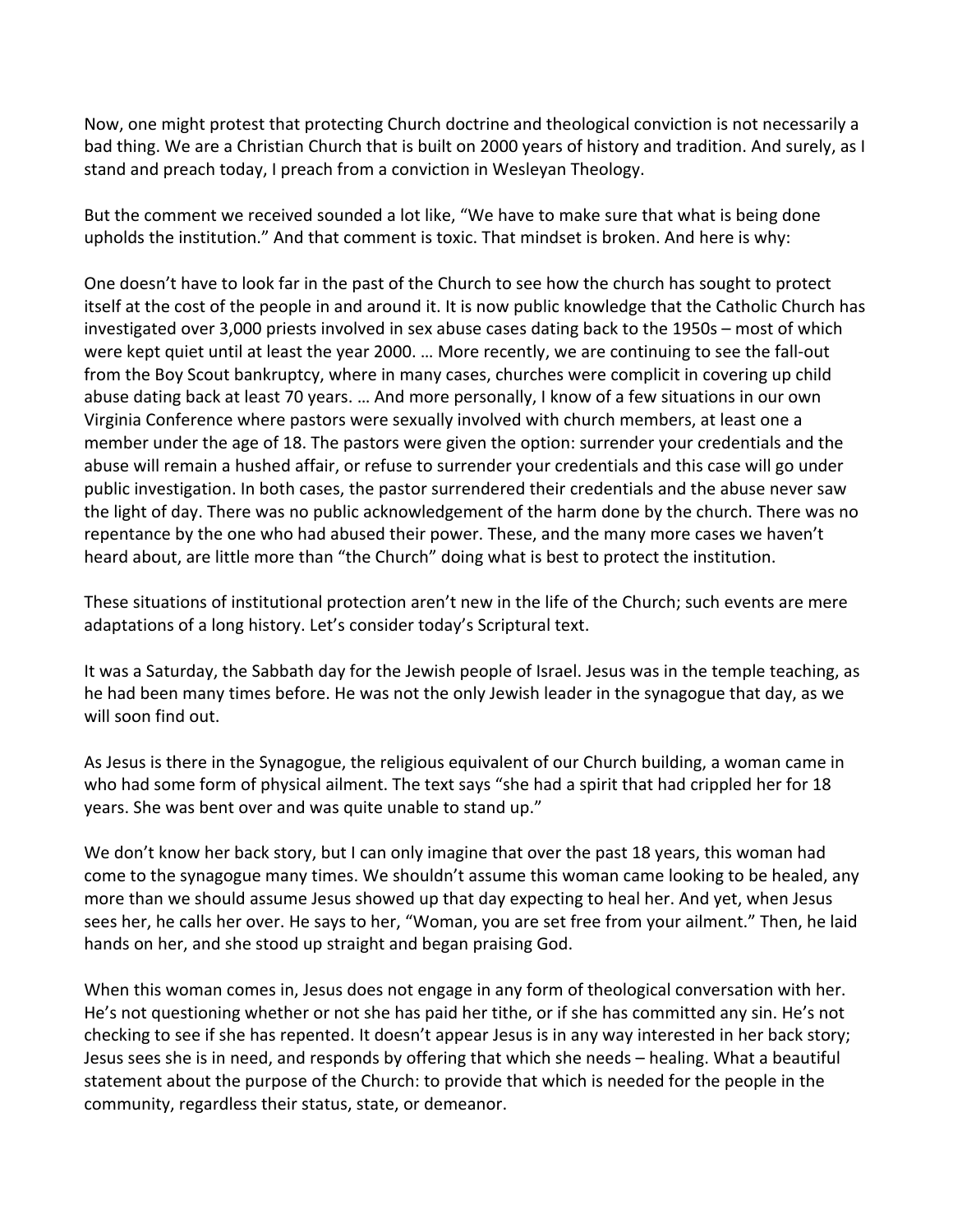Now, one might protest that protecting Church doctrine and theological conviction is not necessarily a bad thing. We are a Christian Church that is built on 2000 years of history and tradition. And surely, as I stand and preach today, I preach from a conviction in Wesleyan Theology.

But the comment we received sounded a lot like, "We have to make sure that what is being done upholds the institution." And that comment is toxic. That mindset is broken. And here is why:

One doesn't have to look far in the past of the Church to see how the church has sought to protect itself at the cost of the people in and around it. It is now public knowledge that the Catholic Church has investigated over 3,000 priests involved in sex abuse cases dating back to the 1950s – most of which were kept quiet until at least the year 2000. … More recently, we are continuing to see the fall-out from the Boy Scout bankruptcy, where in many cases, churches were complicit in covering up child abuse dating back at least 70 years. … And more personally, I know of a few situations in our own Virginia Conference where pastors were sexually involved with church members, at least one a member under the age of 18. The pastors were given the option: surrender your credentials and the abuse will remain a hushed affair, or refuse to surrender your credentials and this case will go under public investigation. In both cases, the pastor surrendered their credentials and the abuse never saw the light of day. There was no public acknowledgement of the harm done by the church. There was no repentance by the one who had abused their power. These, and the many more cases we haven't heard about, are little more than "the Church" doing what is best to protect the institution.

These situations of institutional protection aren't new in the life of the Church; such events are mere adaptations of a long history. Let's consider today's Scriptural text.

It was a Saturday, the Sabbath day for the Jewish people of Israel. Jesus was in the temple teaching, as he had been many times before. He was not the only Jewish leader in the synagogue that day, as we will soon find out.

As Jesus is there in the Synagogue, the religious equivalent of our Church building, a woman came in who had some form of physical ailment. The text says "she had a spirit that had crippled her for 18 years. She was bent over and was quite unable to stand up."

We don't know her back story, but I can only imagine that over the past 18 years, this woman had come to the synagogue many times. We shouldn't assume this woman came looking to be healed, any more than we should assume Jesus showed up that day expecting to heal her. And yet, when Jesus sees her, he calls her over. He says to her, "Woman, you are set free from your ailment." Then, he laid hands on her, and she stood up straight and began praising God.

When this woman comes in, Jesus does not engage in any form of theological conversation with her. He's not questioning whether or not she has paid her tithe, or if she has committed any sin. He's not checking to see if she has repented. It doesn't appear Jesus is in any way interested in her back story; Jesus sees she is in need, and responds by offering that which she needs – healing. What a beautiful statement about the purpose of the Church: to provide that which is needed for the people in the community, regardless their status, state, or demeanor.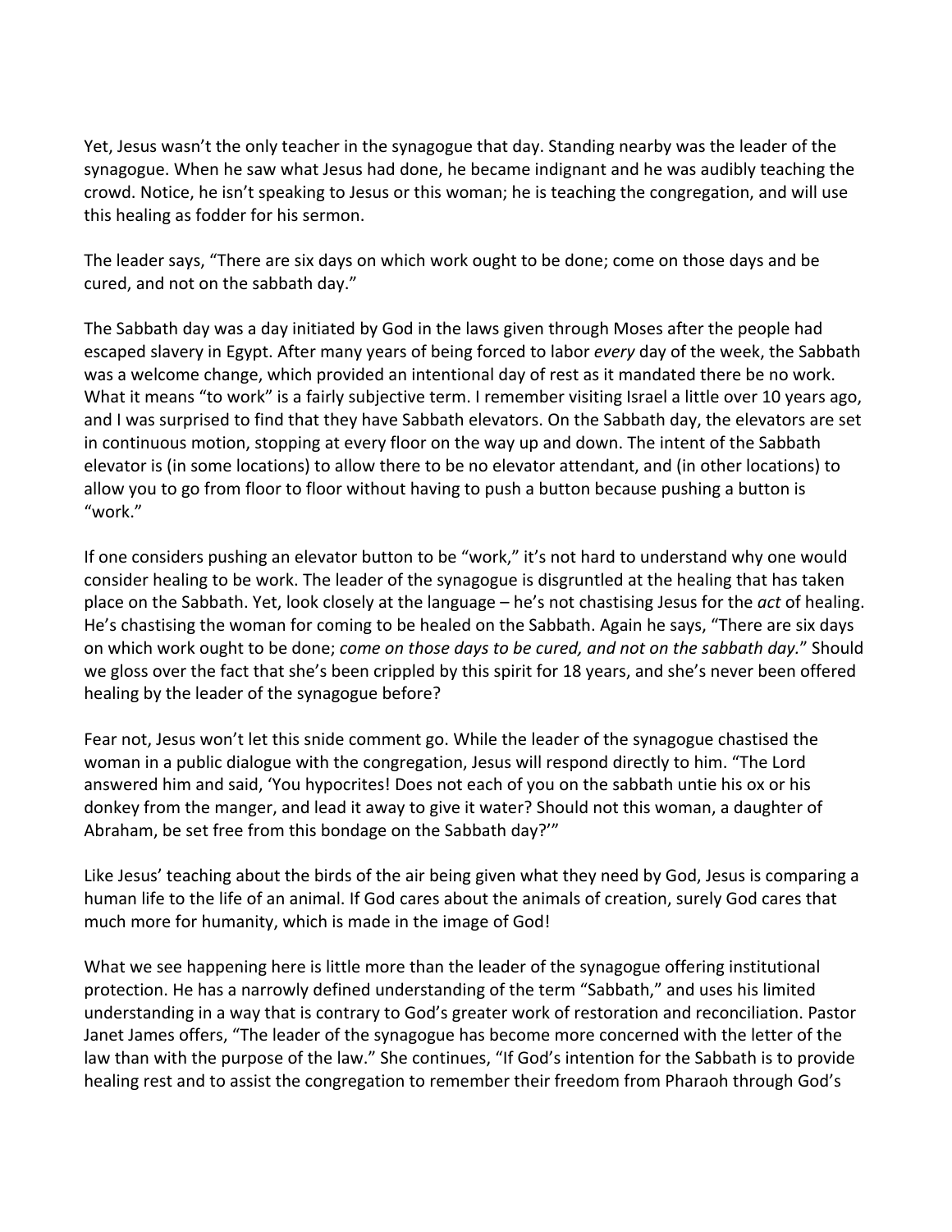Yet, Jesus wasn't the only teacher in the synagogue that day. Standing nearby was the leader of the synagogue. When he saw what Jesus had done, he became indignant and he was audibly teaching the crowd. Notice, he isn't speaking to Jesus or this woman; he is teaching the congregation, and will use this healing as fodder for his sermon.

The leader says, "There are six days on which work ought to be done; come on those days and be cured, and not on the sabbath day."

The Sabbath day was a day initiated by God in the laws given through Moses after the people had escaped slavery in Egypt. After many years of being forced to labor *every* day of the week, the Sabbath was a welcome change, which provided an intentional day of rest as it mandated there be no work. What it means "to work" is a fairly subjective term. I remember visiting Israel a little over 10 years ago, and I was surprised to find that they have Sabbath elevators. On the Sabbath day, the elevators are set in continuous motion, stopping at every floor on the way up and down. The intent of the Sabbath elevator is (in some locations) to allow there to be no elevator attendant, and (in other locations) to allow you to go from floor to floor without having to push a button because pushing a button is "work."

If one considers pushing an elevator button to be "work," it's not hard to understand why one would consider healing to be work. The leader of the synagogue is disgruntled at the healing that has taken place on the Sabbath. Yet, look closely at the language – he's not chastising Jesus for the *act* of healing. He's chastising the woman for coming to be healed on the Sabbath. Again he says, "There are six days on which work ought to be done; *come on those days to be cured, and not on the sabbath day.*" Should we gloss over the fact that she's been crippled by this spirit for 18 years, and she's never been offered healing by the leader of the synagogue before?

Fear not, Jesus won't let this snide comment go. While the leader of the synagogue chastised the woman in a public dialogue with the congregation, Jesus will respond directly to him. "The Lord answered him and said, 'You hypocrites! Does not each of you on the sabbath untie his ox or his donkey from the manger, and lead it away to give it water? Should not this woman, a daughter of Abraham, be set free from this bondage on the Sabbath day?'"

Like Jesus' teaching about the birds of the air being given what they need by God, Jesus is comparing a human life to the life of an animal. If God cares about the animals of creation, surely God cares that much more for humanity, which is made in the image of God!

What we see happening here is little more than the leader of the synagogue offering institutional protection. He has a narrowly defined understanding of the term "Sabbath," and uses his limited understanding in a way that is contrary to God's greater work of restoration and reconciliation. Pastor Janet James offers, "The leader of the synagogue has become more concerned with the letter of the law than with the purpose of the law." She continues, "If God's intention for the Sabbath is to provide healing rest and to assist the congregation to remember their freedom from Pharaoh through God's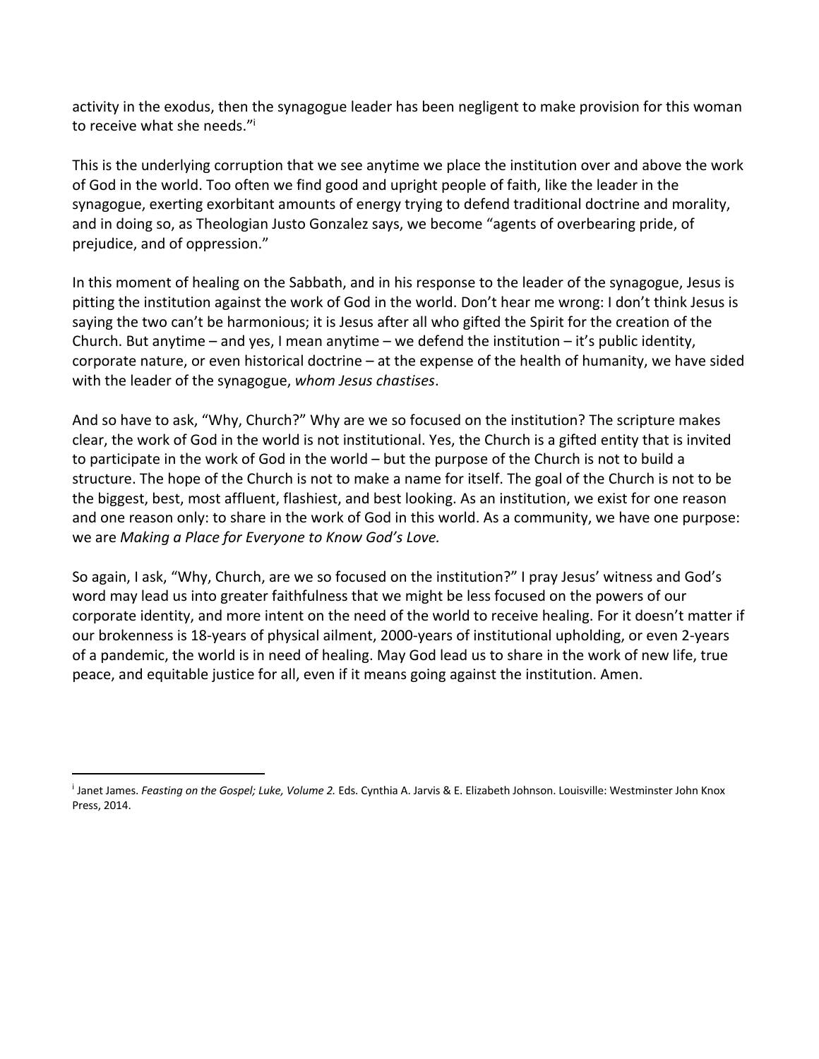activity in the exodus, then the synagogue leader has been negligent to make provision for this woman to receive what she needs."[i]

This is the underlying corruption that we see anytime we place the institution over and above the work of God in the world. Too often we find good and upright people of faith, like the leader in the synagogue, exerting exorbitant amounts of energy trying to defend traditional doctrine and morality, and in doing so, as Theologian Justo Gonzalez says, we become "agents of overbearing pride, of prejudice, and of oppression."

In this moment of healing on the Sabbath, and in his response to the leader of the synagogue, Jesus is pitting the institution against the work of God in the world. Don't hear me wrong: I don't think Jesus is saying the two can't be harmonious; it is Jesus after all who gifted the Spirit for the creation of the Church. But anytime – and yes, I mean anytime – we defend the institution – it's public identity, corporate nature, or even historical doctrine – at the expense of the health of humanity, we have sided with the leader of the synagogue, *whom Jesus chastises*.

And so have to ask, "Why, Church?" Why are we so focused on the institution? The scripture makes clear, the work of God in the world is not institutional. Yes, the Church is a gifted entity that is invited to participate in the work of God in the world – but the purpose of the Church is not to build a structure. The hope of the Church is not to make a name for itself. The goal of the Church is not to be the biggest, best, most affluent, flashiest, and best looking. As an institution, we exist for one reason and one reason only: to share in the work of God in this world. As a community, we have one purpose: we are *Making a Place for Everyone to Know God's Love.*

So again, I ask, "Why, Church, are we so focused on the institution?" I pray Jesus' witness and God's word may lead us into greater faithfulness that we might be less focused on the powers of our corporate identity, and more intent on the need of the world to receive healing. For it doesn't matter if our brokenness is 18-years of physical ailment, 2000-years of institutional upholding, or even 2-years of a pandemic, the world is in need of healing. May God lead us to share in the work of new life, true peace, and equitable justice for all, even if it means going against the institution. Amen.

---

[i] Janet James. *Feasting on the Gospel; Luke, Volume 2.* Eds. Cynthia A. Jarvis & E. Elizabeth Johnson. Louisville: Westminster John Knox Press, 2014.